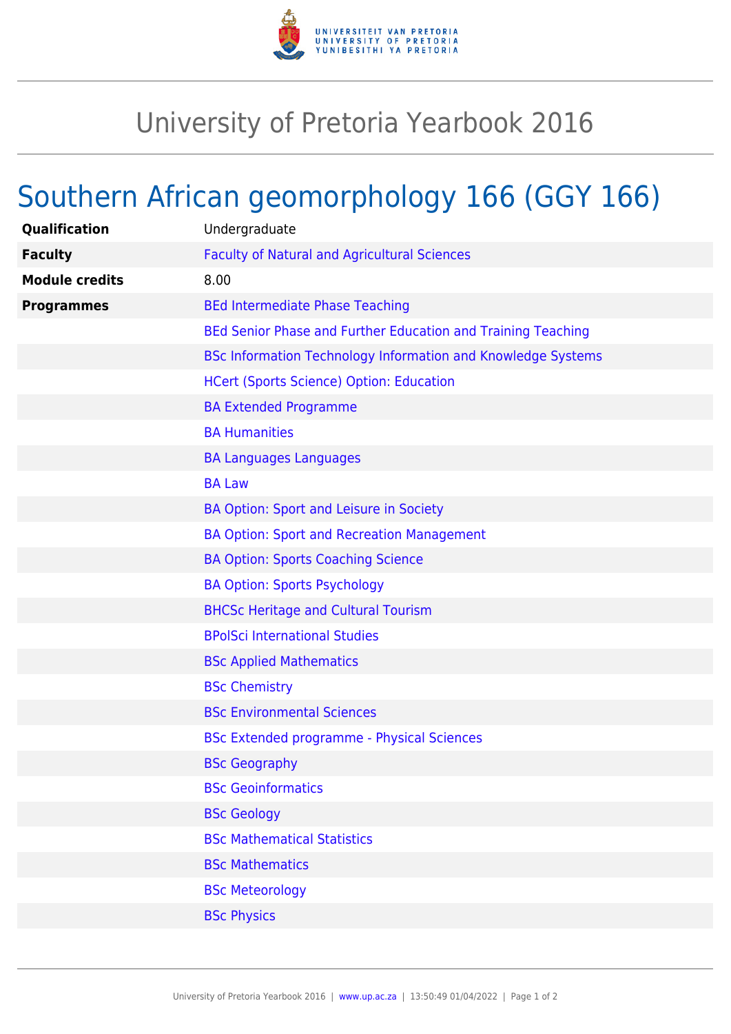# University of Pretoria Yearbook 2016

## Southern African geomorphology 166 (GGY 166)

| | |
|---|---|
| **Qualification** | Undergraduate |
| **Faculty** | Faculty of Natural and Agricultural Sciences |
| **Module credits** | 8.00 |
| **Programmes** | BEd Intermediate Phase Teaching |
| | BEd Senior Phase and Further Education and Training Teaching |
| | BSc Information Technology Information and Knowledge Systems |
| | HCert (Sports Science) Option: Education |
| | BA Extended Programme |
| | BA Humanities |
| | BA Languages Languages |
| | BA Law |
| | BA Option: Sport and Leisure in Society |
| | BA Option: Sport and Recreation Management |
| | BA Option: Sports Coaching Science |
| | BA Option: Sports Psychology |
| | BHCSc Heritage and Cultural Tourism |
| | BPolSci International Studies |
| | BSc Applied Mathematics |
| | BSc Chemistry |
| | BSc Environmental Sciences |
| | BSc Extended programme - Physical Sciences |
| | BSc Geography |
| | BSc Geoinformatics |
| | BSc Geology |
| | BSc Mathematical Statistics |
| | BSc Mathematics |
| | BSc Meteorology |
| | BSc Physics |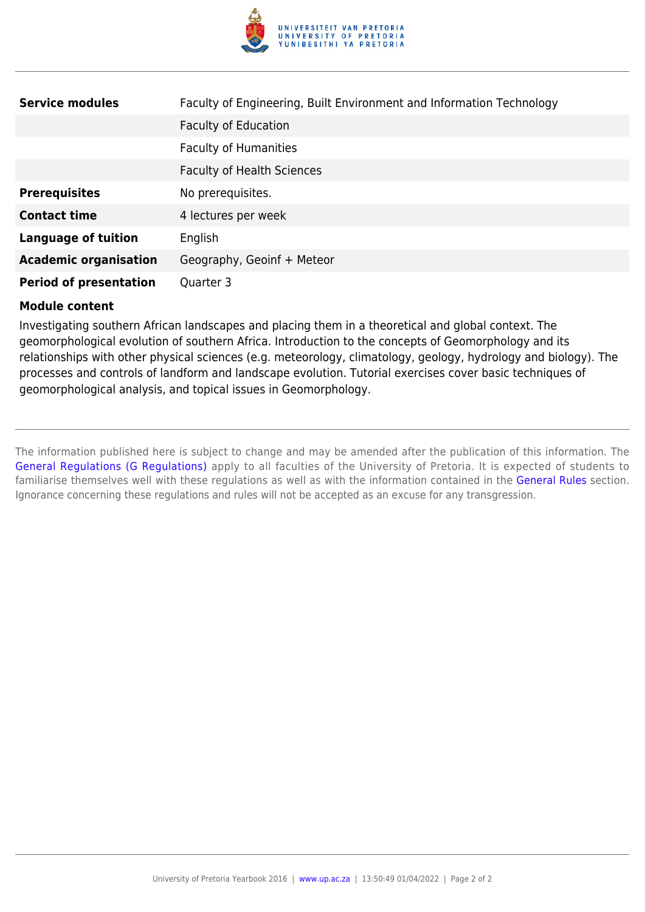| | |
|---|---|
| **Service modules** | Faculty of Engineering, Built Environment and Information Technology |
| | Faculty of Education |
| | Faculty of Humanities |
| | Faculty of Health Sciences |
| **Prerequisites** | No prerequisites. |
| **Contact time** | 4 lectures per week |
| **Language of tuition** | English |
| **Academic organisation** | Geography, Geoinf + Meteor |
| **Period of presentation** | Quarter 3 |

**Module content**

Investigating southern African landscapes and placing them in a theoretical and global context. The geomorphological evolution of southern Africa. Introduction to the concepts of Geomorphology and its relationships with other physical sciences (e.g. meteorology, climatology, geology, hydrology and biology). The processes and controls of landform and landscape evolution. Tutorial exercises cover basic techniques of geomorphological analysis, and topical issues in Geomorphology.

The information published here is subject to change and may be amended after the publication of this information. The General Regulations (G Regulations) apply to all faculties of the University of Pretoria. It is expected of students to familiarise themselves well with these regulations as well as with the information contained in the General Rules section. Ignorance concerning these regulations and rules will not be accepted as an excuse for any transgression.